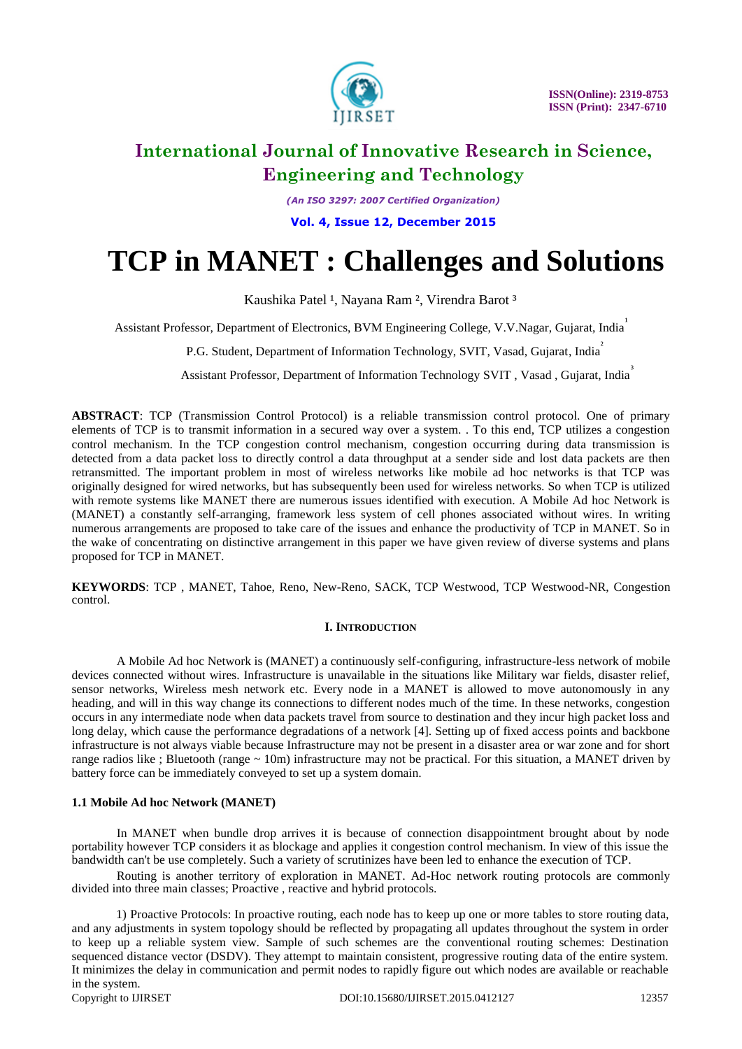# International Journal of Innovative Research in Science, Engineering and Technology

*(An ISO 3297: 2007 Certified Organization)*

**Vol. 4, Issue 12, December 2015**

# TCP in MANET : Challenges and Solutions

Kaushika Patel [1], Nayana Ram [2], Virendra Barot [3]

Assistant Professor, Department of Electronics, BVM Engineering College, V.V.Nagar, Gujarat, India [1]

P.G. Student, Department of Information Technology, SVIT, Vasad, Gujarat, India [2]

Assistant Professor, Department of Information Technology SVIT , Vasad , Gujarat, India [3]

**ABSTRACT**: TCP (Transmission Control Protocol) is a reliable transmission control protocol. One of primary elements of TCP is to transmit information in a secured way over a system. . To this end, TCP utilizes a congestion control mechanism. In the TCP congestion control mechanism, congestion occurring during data transmission is detected from a data packet loss to directly control a data throughput at a sender side and lost data packets are then retransmitted. The important problem in most of wireless networks like mobile ad hoc networks is that TCP was originally designed for wired networks, but has subsequently been used for wireless networks. So when TCP is utilized with remote systems like MANET there are numerous issues identified with execution. A Mobile Ad hoc Network is (MANET) a constantly self-arranging, framework less system of cell phones associated without wires. In writing numerous arrangements are proposed to take care of the issues and enhance the productivity of TCP in MANET. So in the wake of concentrating on distinctive arrangement in this paper we have given review of diverse systems and plans proposed for TCP in MANET.

**KEYWORDS**: TCP , MANET, Tahoe, Reno, New-Reno, SACK, TCP Westwood, TCP Westwood-NR, Congestion control.

## I. Introduction

A Mobile Ad hoc Network is (MANET) a continuously self-configuring, infrastructure-less network of mobile devices connected without wires. Infrastructure is unavailable in the situations like Military war fields, disaster relief, sensor networks, Wireless mesh network etc. Every node in a MANET is allowed to move autonomously in any heading, and will in this way change its connections to different nodes much of the time. In these networks, congestion occurs in any intermediate node when data packets travel from source to destination and they incur high packet loss and long delay, which cause the performance degradations of a network [4]. Setting up of fixed access points and backbone infrastructure is not always viable because Infrastructure may not be present in a disaster area or war zone and for short range radios like ; Bluetooth (range ~ 10m) infrastructure may not be practical. For this situation, a MANET driven by battery force can be immediately conveyed to set up a system domain.

### 1.1 Mobile Ad hoc Network (MANET)

In MANET when bundle drop arrives it is because of connection disappointment brought about by node portability however TCP considers it as blockage and applies it congestion control mechanism. In view of this issue the bandwidth can't be use completely. Such a variety of scrutinizes have been led to enhance the execution of TCP.

Routing is another territory of exploration in MANET. Ad-Hoc network routing protocols are commonly divided into three main classes; Proactive , reactive and hybrid protocols.

1) Proactive Protocols: In proactive routing, each node has to keep up one or more tables to store routing data, and any adjustments in system topology should be reflected by propagating all updates throughout the system in order to keep up a reliable system view. Sample of such schemes are the conventional routing schemes: Destination sequenced distance vector (DSDV). They attempt to maintain consistent, progressive routing data of the entire system. It minimizes the delay in communication and permit nodes to rapidly figure out which nodes are available or reachable in the system.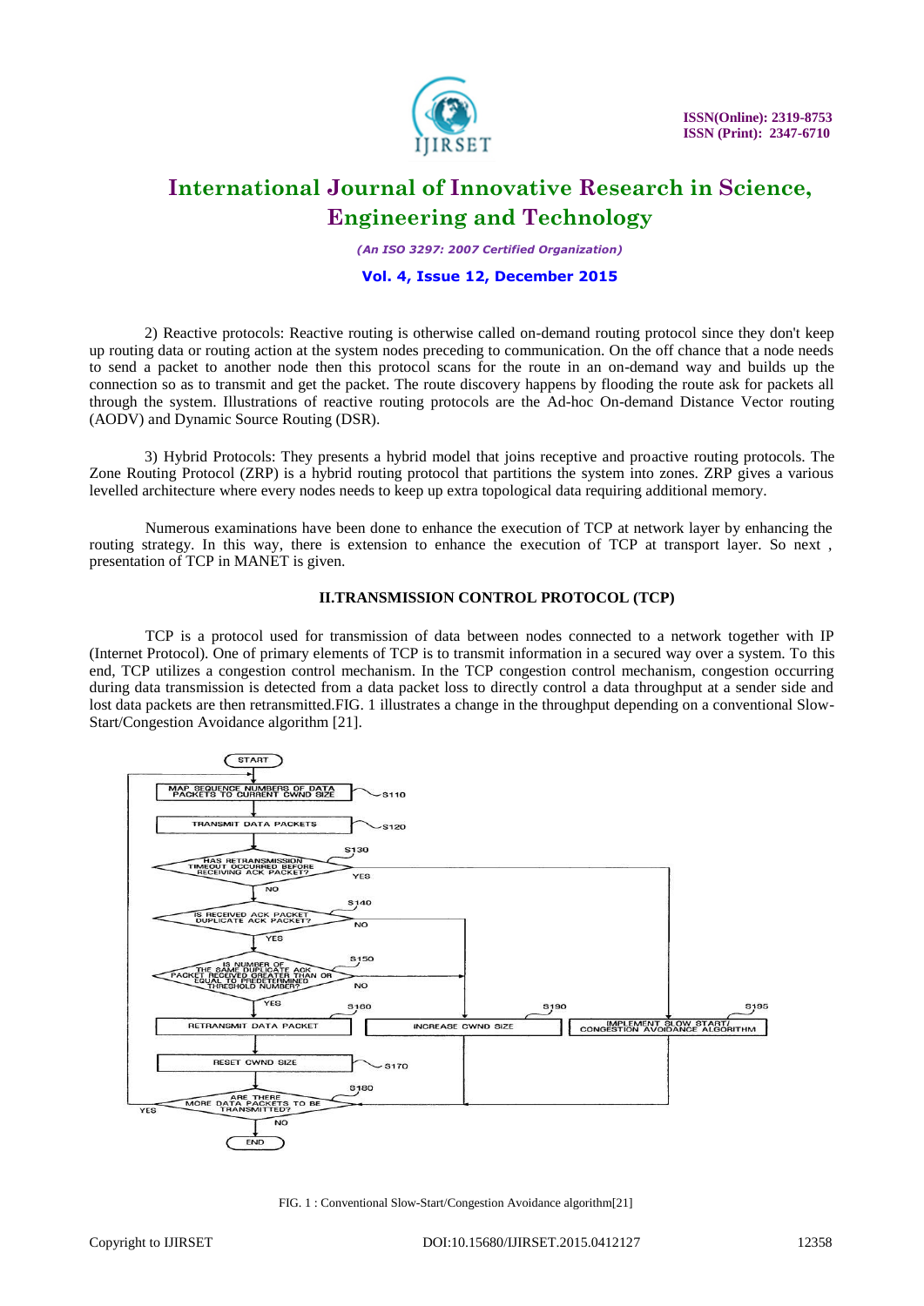2) Reactive protocols: Reactive routing is otherwise called on-demand routing protocol since they don't keep up routing data or routing action at the system nodes preceding to communication. On the off chance that a node needs to send a packet to another node then this protocol scans for the route in an on-demand way and builds up the connection so as to transmit and get the packet. The route discovery happens by flooding the route ask for packets all through the system. Illustrations of reactive routing protocols are the Ad-hoc On-demand Distance Vector routing (AODV) and Dynamic Source Routing (DSR).

3) Hybrid Protocols: They presents a hybrid model that joins receptive and proactive routing protocols. The Zone Routing Protocol (ZRP) is a hybrid routing protocol that partitions the system into zones. ZRP gives a various levelled architecture where every nodes needs to keep up extra topological data requiring additional memory.

Numerous examinations have been done to enhance the execution of TCP at network layer by enhancing the routing strategy. In this way, there is extension to enhance the execution of TCP at transport layer. So next , presentation of TCP in MANET is given.

## II.TRANSMISSION CONTROL PROTOCOL (TCP)

TCP is a protocol used for transmission of data between nodes connected to a network together with IP (Internet Protocol). One of primary elements of TCP is to transmit information in a secured way over a system. To this end, TCP utilizes a congestion control mechanism. In the TCP congestion control mechanism, congestion occurring during data transmission is detected from a data packet loss to directly control a data throughput at a sender side and lost data packets are then retransmitted.FIG. 1 illustrates a change in the throughput depending on a conventional Slow-Start/Congestion Avoidance algorithm [21].

FIG. 1 : Conventional Slow-Start/Congestion Avoidance algorithm[21]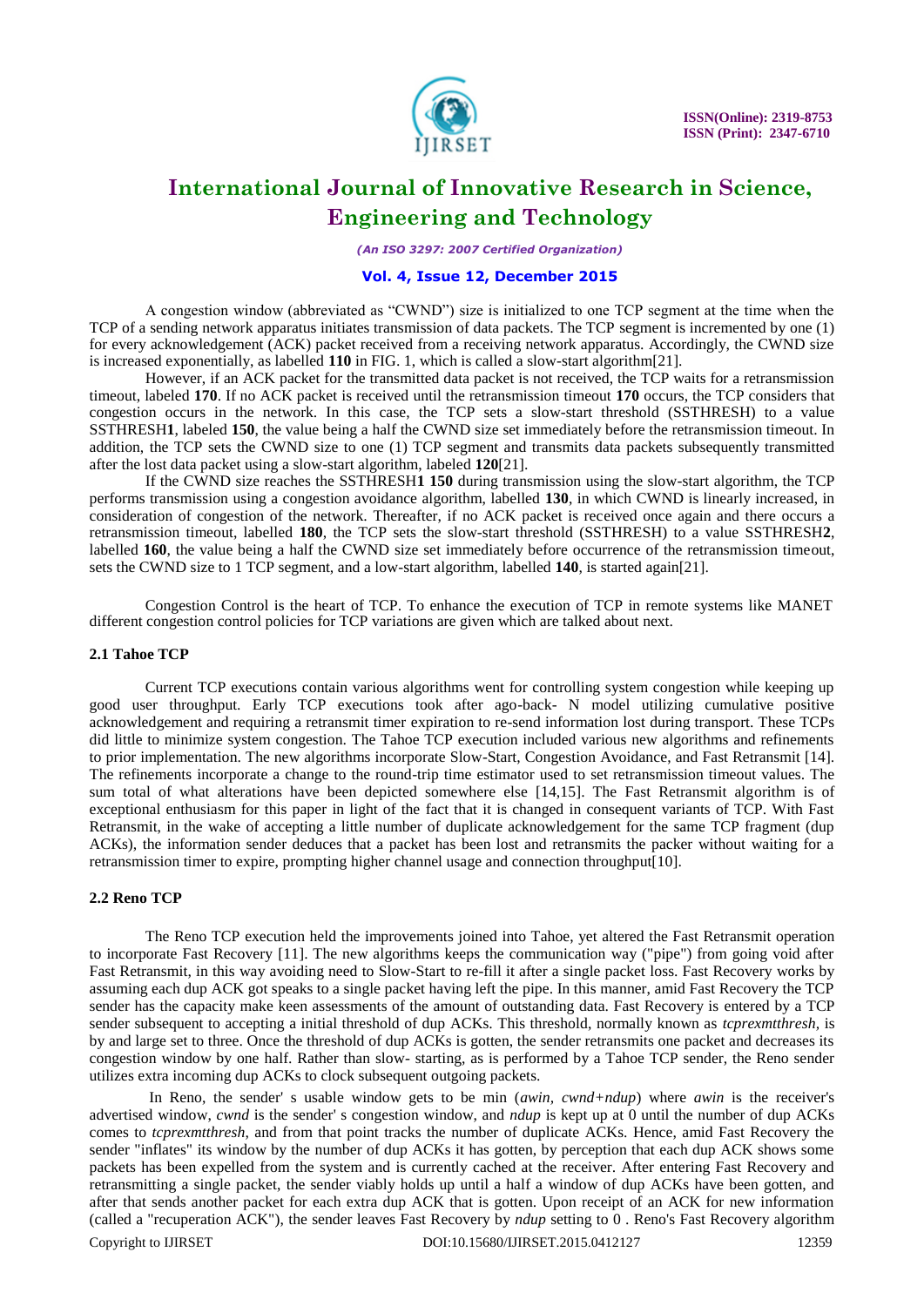A congestion window (abbreviated as "CWND") size is initialized to one TCP segment at the time when the TCP of a sending network apparatus initiates transmission of data packets. The TCP segment is incremented by one (1) for every acknowledgement (ACK) packet received from a receiving network apparatus. Accordingly, the CWND size is increased exponentially, as labelled **110** in FIG. 1, which is called a slow-start algorithm[21].

However, if an ACK packet for the transmitted data packet is not received, the TCP waits for a retransmission timeout, labeled **170**. If no ACK packet is received until the retransmission timeout **170** occurs, the TCP considers that congestion occurs in the network. In this case, the TCP sets a slow-start threshold (SSTHRESH) to a value SSTHRESH**1**, labeled **150**, the value being a half the CWND size set immediately before the retransmission timeout. In addition, the TCP sets the CWND size to one (1) TCP segment and transmits data packets subsequently transmitted after the lost data packet using a slow-start algorithm, labeled **120**[21].

If the CWND size reaches the SSTHRESH**1 150** during transmission using the slow-start algorithm, the TCP performs transmission using a congestion avoidance algorithm, labelled **130**, in which CWND is linearly increased, in consideration of congestion of the network. Thereafter, if no ACK packet is received once again and there occurs a retransmission timeout, labelled **180**, the TCP sets the slow-start threshold (SSTHRESH) to a value SSTHRESH**2**, labelled **160**, the value being a half the CWND size set immediately before occurrence of the retransmission timeout, sets the CWND size to 1 TCP segment, and a low-start algorithm, labelled **140**, is started again[21].

Congestion Control is the heart of TCP. To enhance the execution of TCP in remote systems like MANET different congestion control policies for TCP variations are given which are talked about next.

### 2.1 Tahoe TCP

Current TCP executions contain various algorithms went for controlling system congestion while keeping up good user throughput. Early TCP executions took after ago-back- N model utilizing cumulative positive acknowledgement and requiring a retransmit timer expiration to re-send information lost during transport. These TCPs did little to minimize system congestion. The Tahoe TCP execution included various new algorithms and refinements to prior implementation. The new algorithms incorporate Slow-Start, Congestion Avoidance, and Fast Retransmit [14]. The refinements incorporate a change to the round-trip time estimator used to set retransmission timeout values. The sum total of what alterations have been depicted somewhere else [14,15]. The Fast Retransmit algorithm is of exceptional enthusiasm for this paper in light of the fact that it is changed in consequent variants of TCP. With Fast Retransmit, in the wake of accepting a little number of duplicate acknowledgement for the same TCP fragment (dup ACKs), the information sender deduces that a packet has been lost and retransmits the packer without waiting for a retransmission timer to expire, prompting higher channel usage and connection throughput[10].

### 2.2 Reno TCP

The Reno TCP execution held the improvements joined into Tahoe, yet altered the Fast Retransmit operation to incorporate Fast Recovery [11]. The new algorithms keeps the communication way ("pipe") from going void after Fast Retransmit, in this way avoiding need to Slow-Start to re-fill it after a single packet loss. Fast Recovery works by assuming each dup ACK got speaks to a single packet having left the pipe. In this manner, amid Fast Recovery the TCP sender has the capacity make keen assessments of the amount of outstanding data. Fast Recovery is entered by a TCP sender subsequent to accepting a initial threshold of dup ACKs. This threshold, normally known as *tcprexmtthresh*, is by and large set to three. Once the threshold of dup ACKs is gotten, the sender retransmits one packet and decreases its congestion window by one half. Rather than slow- starting, as is performed by a Tahoe TCP sender, the Reno sender utilizes extra incoming dup ACKs to clock subsequent outgoing packets.

In Reno, the sender' s usable window gets to be min (*awin, cwnd+ndup*) where *awin* is the receiver's advertised window, *cwnd* is the sender' s congestion window, and *ndup* is kept up at 0 until the number of dup ACKs comes to *tcprexmtthresh*, and from that point tracks the number of duplicate ACKs. Hence, amid Fast Recovery the sender "inflates" its window by the number of dup ACKs it has gotten, by perception that each dup ACK shows some packets has been expelled from the system and is currently cached at the receiver. After entering Fast Recovery and retransmitting a single packet, the sender viably holds up until a half a window of dup ACKs have been gotten, and after that sends another packet for each extra dup ACK that is gotten. Upon receipt of an ACK for new information (called a "recuperation ACK"), the sender leaves Fast Recovery by *ndup* setting to 0 . Reno's Fast Recovery algorithm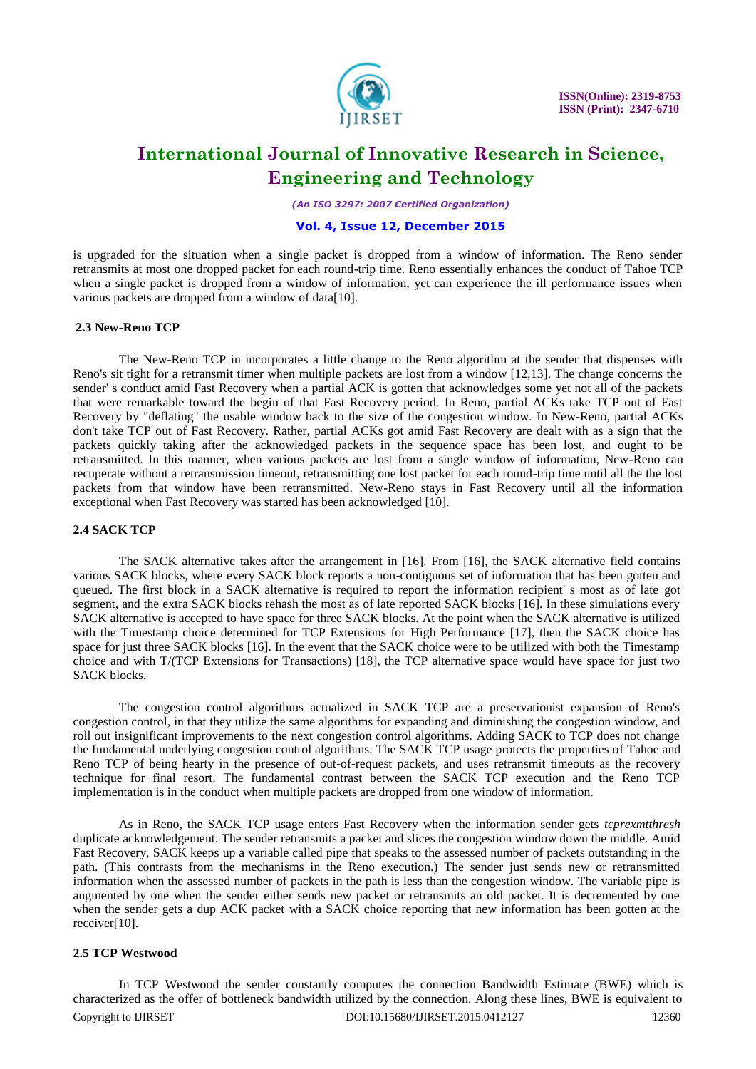is upgraded for the situation when a single packet is dropped from a window of information. The Reno sender retransmits at most one dropped packet for each round-trip time. Reno essentially enhances the conduct of Tahoe TCP when a single packet is dropped from a window of information, yet can experience the ill performance issues when various packets are dropped from a window of data[10].

### 2.3 New-Reno TCP

The New-Reno TCP in incorporates a little change to the Reno algorithm at the sender that dispenses with Reno's sit tight for a retransmit timer when multiple packets are lost from a window [12,13]. The change concerns the sender' s conduct amid Fast Recovery when a partial ACK is gotten that acknowledges some yet not all of the packets that were remarkable toward the begin of that Fast Recovery period. In Reno, partial ACKs take TCP out of Fast Recovery by "deflating" the usable window back to the size of the congestion window. In New-Reno, partial ACKs don't take TCP out of Fast Recovery. Rather, partial ACKs got amid Fast Recovery are dealt with as a sign that the packets quickly taking after the acknowledged packets in the sequence space has been lost, and ought to be retransmitted. In this manner, when various packets are lost from a single window of information, New-Reno can recuperate without a retransmission timeout, retransmitting one lost packet for each round-trip time until all the the lost packets from that window have been retransmitted. New-Reno stays in Fast Recovery until all the information exceptional when Fast Recovery was started has been acknowledged [10].

### 2.4 SACK TCP

The SACK alternative takes after the arrangement in [16]. From [16], the SACK alternative field contains various SACK blocks, where every SACK block reports a non-contiguous set of information that has been gotten and queued. The first block in a SACK alternative is required to report the information recipient' s most as of late got segment, and the extra SACK blocks rehash the most as of late reported SACK blocks [16]. In these simulations every SACK alternative is accepted to have space for three SACK blocks. At the point when the SACK alternative is utilized with the Timestamp choice determined for TCP Extensions for High Performance [17], then the SACK choice has space for just three SACK blocks [16]. In the event that the SACK choice were to be utilized with both the Timestamp choice and with T/(TCP Extensions for Transactions) [18], the TCP alternative space would have space for just two SACK blocks.

The congestion control algorithms actualized in SACK TCP are a preservationist expansion of Reno's congestion control, in that they utilize the same algorithms for expanding and diminishing the congestion window, and roll out insignificant improvements to the next congestion control algorithms. Adding SACK to TCP does not change the fundamental underlying congestion control algorithms. The SACK TCP usage protects the properties of Tahoe and Reno TCP of being hearty in the presence of out-of-request packets, and uses retransmit timeouts as the recovery technique for final resort. The fundamental contrast between the SACK TCP execution and the Reno TCP implementation is in the conduct when multiple packets are dropped from one window of information.

As in Reno, the SACK TCP usage enters Fast Recovery when the information sender gets *tcprexmtthresh* duplicate acknowledgement. The sender retransmits a packet and slices the congestion window down the middle. Amid Fast Recovery, SACK keeps up a variable called pipe that speaks to the assessed number of packets outstanding in the path. (This contrasts from the mechanisms in the Reno execution.) The sender just sends new or retransmitted information when the assessed number of packets in the path is less than the congestion window. The variable pipe is augmented by one when the sender either sends new packet or retransmits an old packet. It is decremented by one when the sender gets a dup ACK packet with a SACK choice reporting that new information has been gotten at the receiver[10].

### 2.5 TCP Westwood

In TCP Westwood the sender constantly computes the connection Bandwidth Estimate (BWE) which is characterized as the offer of bottleneck bandwidth utilized by the connection. Along these lines, BWE is equivalent to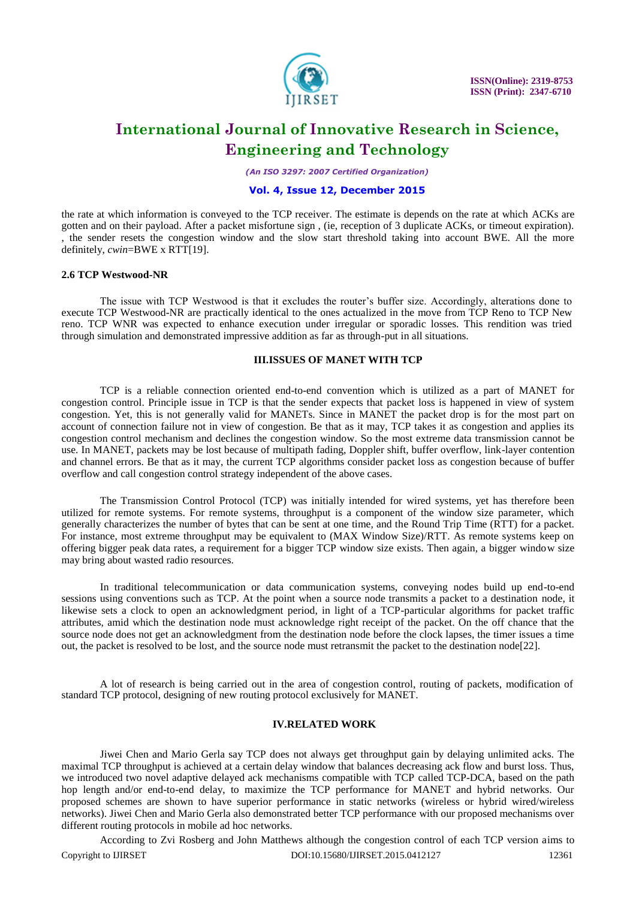the rate at which information is conveyed to the TCP receiver. The estimate is depends on the rate at which ACKs are gotten and on their payload. After a packet misfortune sign , (ie, reception of 3 duplicate ACKs, or timeout expiration). , the sender resets the congestion window and the slow start threshold taking into account BWE. All the more definitely, *cwin*=BWE x RTT[19].

### 2.6 TCP Westwood-NR

The issue with TCP Westwood is that it excludes the router's buffer size. Accordingly, alterations done to execute TCP Westwood-NR are practically identical to the ones actualized in the move from TCP Reno to TCP New reno. TCP WNR was expected to enhance execution under irregular or sporadic losses. This rendition was tried through simulation and demonstrated impressive addition as far as through-put in all situations.

## III.ISSUES OF MANET WITH TCP

TCP is a reliable connection oriented end-to-end convention which is utilized as a part of MANET for congestion control. Principle issue in TCP is that the sender expects that packet loss is happened in view of system congestion. Yet, this is not generally valid for MANETs. Since in MANET the packet drop is for the most part on account of connection failure not in view of congestion. Be that as it may, TCP takes it as congestion and applies its congestion control mechanism and declines the congestion window. So the most extreme data transmission cannot be use. In MANET, packets may be lost because of multipath fading, Doppler shift, buffer overflow, link-layer contention and channel errors. Be that as it may, the current TCP algorithms consider packet loss as congestion because of buffer overflow and call congestion control strategy independent of the above cases.

The Transmission Control Protocol (TCP) was initially intended for wired systems, yet has therefore been utilized for remote systems. For remote systems, throughput is a component of the window size parameter, which generally characterizes the number of bytes that can be sent at one time, and the Round Trip Time (RTT) for a packet. For instance, most extreme throughput may be equivalent to (MAX Window Size)/RTT. As remote systems keep on offering bigger peak data rates, a requirement for a bigger TCP window size exists. Then again, a bigger window size may bring about wasted radio resources.

In traditional telecommunication or data communication systems, conveying nodes build up end-to-end sessions using conventions such as TCP. At the point when a source node transmits a packet to a destination node, it likewise sets a clock to open an acknowledgment period, in light of a TCP-particular algorithms for packet traffic attributes, amid which the destination node must acknowledge right receipt of the packet. On the off chance that the source node does not get an acknowledgment from the destination node before the clock lapses, the timer issues a time out, the packet is resolved to be lost, and the source node must retransmit the packet to the destination node[22].

A lot of research is being carried out in the area of congestion control, routing of packets, modification of standard TCP protocol, designing of new routing protocol exclusively for MANET.

## IV.RELATED WORK

Jiwei Chen and Mario Gerla say TCP does not always get throughput gain by delaying unlimited acks. The maximal TCP throughput is achieved at a certain delay window that balances decreasing ack flow and burst loss. Thus, we introduced two novel adaptive delayed ack mechanisms compatible with TCP called TCP-DCA, based on the path hop length and/or end-to-end delay, to maximize the TCP performance for MANET and hybrid networks. Our proposed schemes are shown to have superior performance in static networks (wireless or hybrid wired/wireless networks). Jiwei Chen and Mario Gerla also demonstrated better TCP performance with our proposed mechanisms over different routing protocols in mobile ad hoc networks.

According to Zvi Rosberg and John Matthews although the congestion control of each TCP version aims to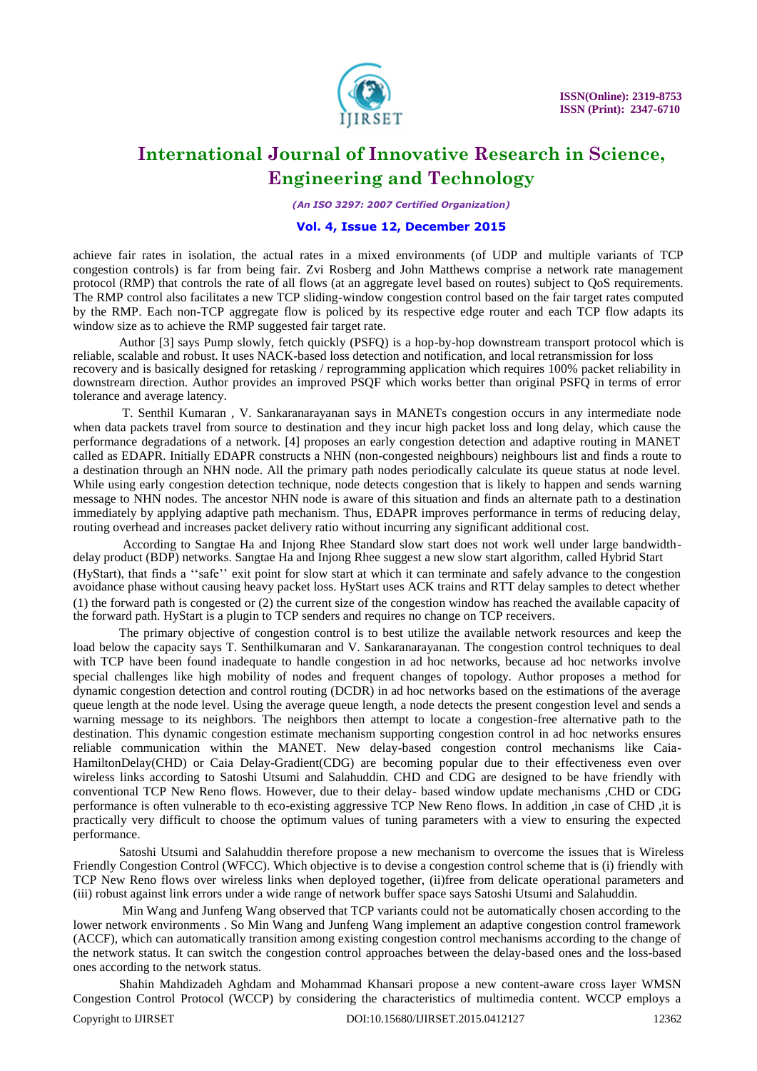achieve fair rates in isolation, the actual rates in a mixed environments (of UDP and multiple variants of TCP congestion controls) is far from being fair. Zvi Rosberg and John Matthews comprise a network rate management protocol (RMP) that controls the rate of all flows (at an aggregate level based on routes) subject to QoS requirements. The RMP control also facilitates a new TCP sliding-window congestion control based on the fair target rates computed by the RMP. Each non-TCP aggregate flow is policed by its respective edge router and each TCP flow adapts its window size as to achieve the RMP suggested fair target rate.

Author [3] says Pump slowly, fetch quickly (PSFQ) is a hop-by-hop downstream transport protocol which is reliable, scalable and robust. It uses NACK-based loss detection and notification, and local retransmission for loss recovery and is basically designed for retasking / reprogramming application which requires 100% packet reliability in downstream direction. Author provides an improved PSQF which works better than original PSFQ in terms of error tolerance and average latency.

T. Senthil Kumaran , V. Sankaranarayanan says in MANETs congestion occurs in any intermediate node when data packets travel from source to destination and they incur high packet loss and long delay, which cause the performance degradations of a network. [4] proposes an early congestion detection and adaptive routing in MANET called as EDAPR. Initially EDAPR constructs a NHN (non-congested neighbours) neighbours list and finds a route to a destination through an NHN node. All the primary path nodes periodically calculate its queue status at node level. While using early congestion detection technique, node detects congestion that is likely to happen and sends warning message to NHN nodes. The ancestor NHN node is aware of this situation and finds an alternate path to a destination immediately by applying adaptive path mechanism. Thus, EDAPR improves performance in terms of reducing delay, routing overhead and increases packet delivery ratio without incurring any significant additional cost.

According to Sangtae Ha and Injong Rhee Standard slow start does not work well under large bandwidth-delay product (BDP) networks. Sangtae Ha and Injong Rhee suggest a new slow start algorithm, called Hybrid Start (HyStart), that finds a ''safe'' exit point for slow start at which it can terminate and safely advance to the congestion avoidance phase without causing heavy packet loss. HyStart uses ACK trains and RTT delay samples to detect whether (1) the forward path is congested or (2) the current size of the congestion window has reached the available capacity of the forward path. HyStart is a plugin to TCP senders and requires no change on TCP receivers.

The primary objective of congestion control is to best utilize the available network resources and keep the load below the capacity says T. Senthilkumaran and V. Sankaranarayanan. The congestion control techniques to deal with TCP have been found inadequate to handle congestion in ad hoc networks, because ad hoc networks involve special challenges like high mobility of nodes and frequent changes of topology. Author proposes a method for dynamic congestion detection and control routing (DCDR) in ad hoc networks based on the estimations of the average queue length at the node level. Using the average queue length, a node detects the present congestion level and sends a warning message to its neighbors. The neighbors then attempt to locate a congestion-free alternative path to the destination. This dynamic congestion estimate mechanism supporting congestion control in ad hoc networks ensures reliable communication within the MANET. New delay-based congestion control mechanisms like Caia-HamiltonDelay(CHD) or Caia Delay-Gradient(CDG) are becoming popular due to their effectiveness even over wireless links according to Satoshi Utsumi and Salahuddin. CHD and CDG are designed to be have friendly with conventional TCP New Reno flows. However, due to their delay- based window update mechanisms ,CHD or CDG performance is often vulnerable to th eco-existing aggressive TCP New Reno flows. In addition ,in case of CHD ,it is practically very difficult to choose the optimum values of tuning parameters with a view to ensuring the expected performance.

Satoshi Utsumi and Salahuddin therefore propose a new mechanism to overcome the issues that is Wireless Friendly Congestion Control (WFCC). Which objective is to devise a congestion control scheme that is (i) friendly with TCP New Reno flows over wireless links when deployed together, (ii)free from delicate operational parameters and (iii) robust against link errors under a wide range of network buffer space says Satoshi Utsumi and Salahuddin.

Min Wang and Junfeng Wang observed that TCP variants could not be automatically chosen according to the lower network environments . So Min Wang and Junfeng Wang implement an adaptive congestion control framework (ACCF), which can automatically transition among existing congestion control mechanisms according to the change of the network status. It can switch the congestion control approaches between the delay-based ones and the loss-based ones according to the network status.

Shahin Mahdizadeh Aghdam and Mohammad Khansari propose a new content-aware cross layer WMSN Congestion Control Protocol (WCCP) by considering the characteristics of multimedia content. WCCP employs a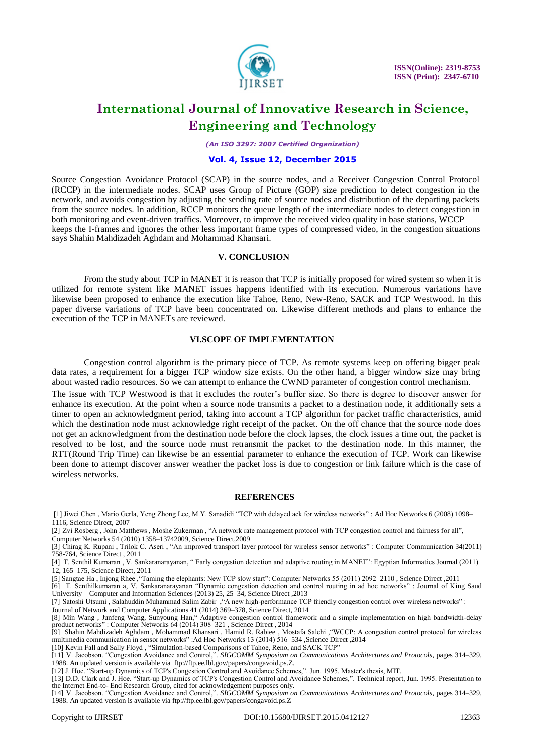Source Congestion Avoidance Protocol (SCAP) in the source nodes, and a Receiver Congestion Control Protocol (RCCP) in the intermediate nodes. SCAP uses Group of Picture (GOP) size prediction to detect congestion in the network, and avoids congestion by adjusting the sending rate of source nodes and distribution of the departing packets from the source nodes. In addition, RCCP monitors the queue length of the intermediate nodes to detect congestion in both monitoring and event-driven traffics. Moreover, to improve the received video quality in base stations, WCCP keeps the I-frames and ignores the other less important frame types of compressed video, in the congestion situations says Shahin Mahdizadeh Aghdam and Mohammad Khansari.

## V. CONCLUSION

From the study about TCP in MANET it is reason that TCP is initially proposed for wired system so when it is utilized for remote system like MANET issues happens identified with its execution. Numerous variations have likewise been proposed to enhance the execution like Tahoe, Reno, New-Reno, SACK and TCP Westwood. In this paper diverse variations of TCP have been concentrated on. Likewise different methods and plans to enhance the execution of the TCP in MANETs are reviewed.

## VI.SCOPE OF IMPLEMENTATION

Congestion control algorithm is the primary piece of TCP. As remote systems keep on offering bigger peak data rates, a requirement for a bigger TCP window size exists. On the other hand, a bigger window size may bring about wasted radio resources. So we can attempt to enhance the CWND parameter of congestion control mechanism.

The issue with TCP Westwood is that it excludes the router's buffer size. So there is degree to discover answer for enhance its execution. At the point when a source node transmits a packet to a destination node, it additionally sets a timer to open an acknowledgment period, taking into account a TCP algorithm for packet traffic characteristics, amid which the destination node must acknowledge right receipt of the packet. On the off chance that the source node does not get an acknowledgment from the destination node before the clock lapses, the clock issues a time out, the packet is resolved to be lost, and the source node must retransmit the packet to the destination node. In this manner, the RTT(Round Trip Time) can likewise be an essential parameter to enhance the execution of TCP. Work can likewise been done to attempt discover answer weather the packet loss is due to congestion or link failure which is the case of wireless networks.

## REFERENCES

[1] Jiwei Chen , Mario Gerla, Yeng Zhong Lee, M.Y. Sanadidi "TCP with delayed ack for wireless networks" : Ad Hoc Networks 6 (2008) 1098–1116, Science Direct, 2007

[2] Zvi Rosberg , John Matthews , Moshe Zukerman , "A network rate management protocol with TCP congestion control and fairness for all", Computer Networks 54 (2010) 1358–13742009, Science Direct,2009

[3] Chirag K. Rupani , Trilok C. Aseri , "An improved transport layer protocol for wireless sensor networks" : Computer Communication 34(2011) 758-764, Science Direct , 2011

[4] T. Senthil Kumaran , V. Sankaranarayanan, " Early congestion detection and adaptive routing in MANET": Egyptian Informatics Journal (2011) 12, 165–175, Science Direct, 2011

[5] Sangtae Ha , Injong Rhee ,"Taming the elephants: New TCP slow start": Computer Networks 55 (2011) 2092–2110 , Science Direct ,2011

[6] T. Senthilkumaran a, V. Sankaranarayanan "Dynamic congestion detection and control routing in ad hoc networks" : Journal of King Saud University – Computer and Information Sciences (2013) 25, 25–34, Science Direct ,2013

[7] Satoshi Utsumi , Salahuddin Muhammad Salim Zabir ,"A new high-performance TCP friendly congestion control over wireless networks" : Journal of Network and Computer Applications 41 (2014) 369–378, Science Direct, 2014

[8] Min Wang , Junfeng Wang, Sunyoung Han," Adaptive congestion control framework and a simple implementation on high bandwidth-delay product networks" : Computer Networks 64 (2014) 308–321 , Science Direct , 2014

[9] Shahin Mahdizadeh Aghdam , Mohammad Khansari , Hamid R. Rabiee , Mostafa Salehi ,"WCCP: A congestion control protocol for wireless multimedia communication in sensor networks" :Ad Hoc Networks 13 (2014) 516–534 ,Science Direct ,2014

[10] Kevin Fall and Sally Floyd , "Simulation-based Comparisons of Tahoe, Reno, and SACK TCP"

[11] V. Jacobson. "Congestion Avoidance and Control,". *SIGCOMM Symposium on Communications Architectures and Protocols*, pages 314–329, 1988. An updated version is available via ftp://ftp.ee.lbl.gov/papers/congavoid.ps.Z.

[12] J. Hoe. "Start-up Dynamics of TCP's Congestion Control and Avoidance Schemes,". Jun. 1995. Master's thesis, MIT.

[13] D.D. Clark and J. Hoe. "Start-up Dynamics of TCP's Congestion Control and Avoidance Schemes,". Technical report, Jun. 1995. Presentation to the Internet End-to- End Research Group, cited for acknowledgement purposes only.

[14] V. Jacobson. "Congestion Avoidance and Control,". *SIGCOMM Symposium on Communications Architectures and Protocols*, pages 314–329, 1988. An updated version is available via ftp://ftp.ee.lbl.gov/papers/congavoid.ps.Z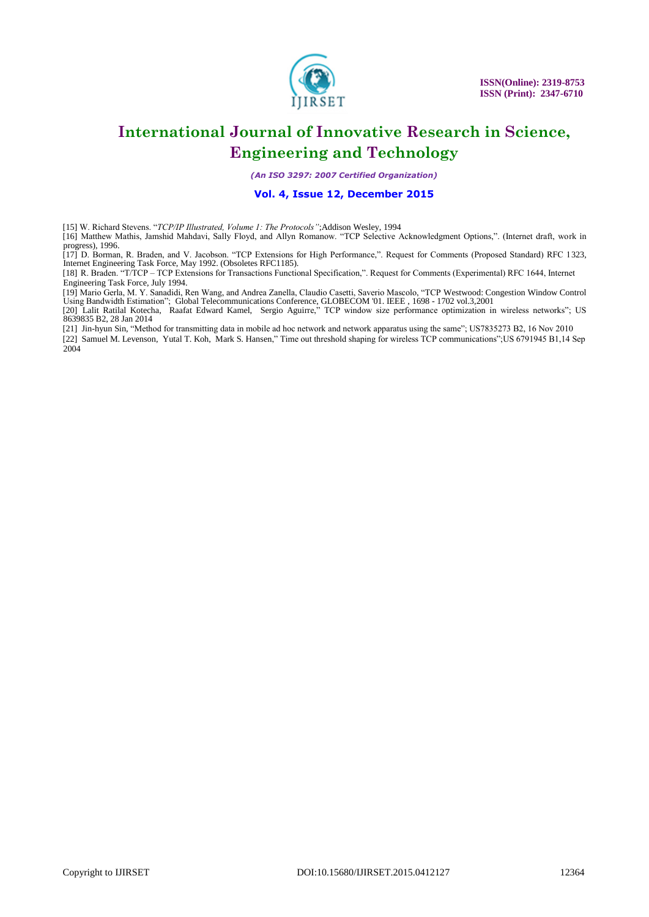[15] W. Richard Stevens. "*TCP/IP Illustrated, Volume 1: The Protocols"*;Addison Wesley, 1994

[16] Matthew Mathis, Jamshid Mahdavi, Sally Floyd, and Allyn Romanow. "TCP Selective Acknowledgment Options,". (Internet draft, work in progress), 1996.

[17] D. Borman, R. Braden, and V. Jacobson. "TCP Extensions for High Performance,". Request for Comments (Proposed Standard) RFC 1323, Internet Engineering Task Force, May 1992. (Obsoletes RFC1185).

[18] R. Braden. "T/TCP – TCP Extensions for Transactions Functional Specification,". Request for Comments (Experimental) RFC 1644, Internet Engineering Task Force, July 1994.

[19] Mario Gerla, M. Y. Sanadidi, Ren Wang, and Andrea Zanella, Claudio Casetti, Saverio Mascolo, "TCP Westwood: Congestion Window Control Using Bandwidth Estimation"; Global Telecommunications Conference, GLOBECOM '01. IEEE , 1698 - 1702 vol.3,2001

[20] Lalit Ratilal Kotecha, Raafat Edward Kamel, Sergio Aguirre," TCP window size performance optimization in wireless networks"; US 8639835 B2, 28 Jan 2014

[21] Jin-hyun Sin, "Method for transmitting data in mobile ad hoc network and network apparatus using the same"; US7835273 B2, 16 Nov 2010

[22] Samuel M. Levenson, Yutal T. Koh, Mark S. Hansen," Time out threshold shaping for wireless TCP communications";US 6791945 B1,14 Sep 2004